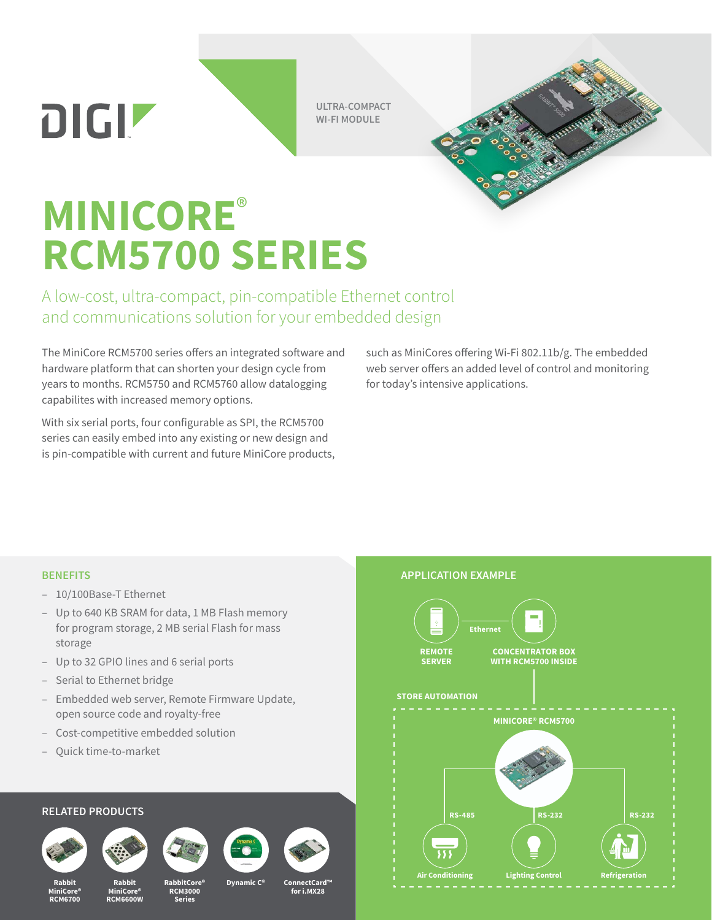DIGI

ULTRA-COMPACT
WI-FI MODULE

# MINICORE® RCM5700 SERIES

A low-cost, ultra-compact, pin-compatible Ethernet control and communications solution for your embedded design

The MiniCore RCM5700 series offers an integrated software and hardware platform that can shorten your design cycle from years to months. RCM5750 and RCM5760 allow datalogging capabilites with increased memory options.

With six serial ports, four configurable as SPI, the RCM5700 series can easily embed into any existing or new design and is pin-compatible with current and future MiniCore products, such as MiniCores offering Wi-Fi 802.11b/g. The embedded web server offers an added level of control and monitoring for today's intensive applications.

## BENEFITS

- 10/100Base-T Ethernet
- Up to 640 KB SRAM for data, 1 MB Flash memory for program storage, 2 MB serial Flash for mass storage
- Up to 32 GPIO lines and 6 serial ports
- Serial to Ethernet bridge
- Embedded web server, Remote Firmware Update, open source code and royalty-free
- Cost-competitive embedded solution
- Quick time-to-market

## RELATED PRODUCTS

- Rabbit MiniCore® RCM6700
- Rabbit MiniCore® RCM6600W
- RabbitCore® RCM3000 Series
- Dynamic C®
- ConnectCard™ for i.MX28

## APPLICATION EXAMPLE

REMOTE SERVER
Ethernet
CONCENTRATOR BOX WITH RCM5700 INSIDE

STORE AUTOMATION

MINICORE® RCM5700

RS-485
RS-232
RS-232

Air Conditioning
Lighting Control
Refrigeration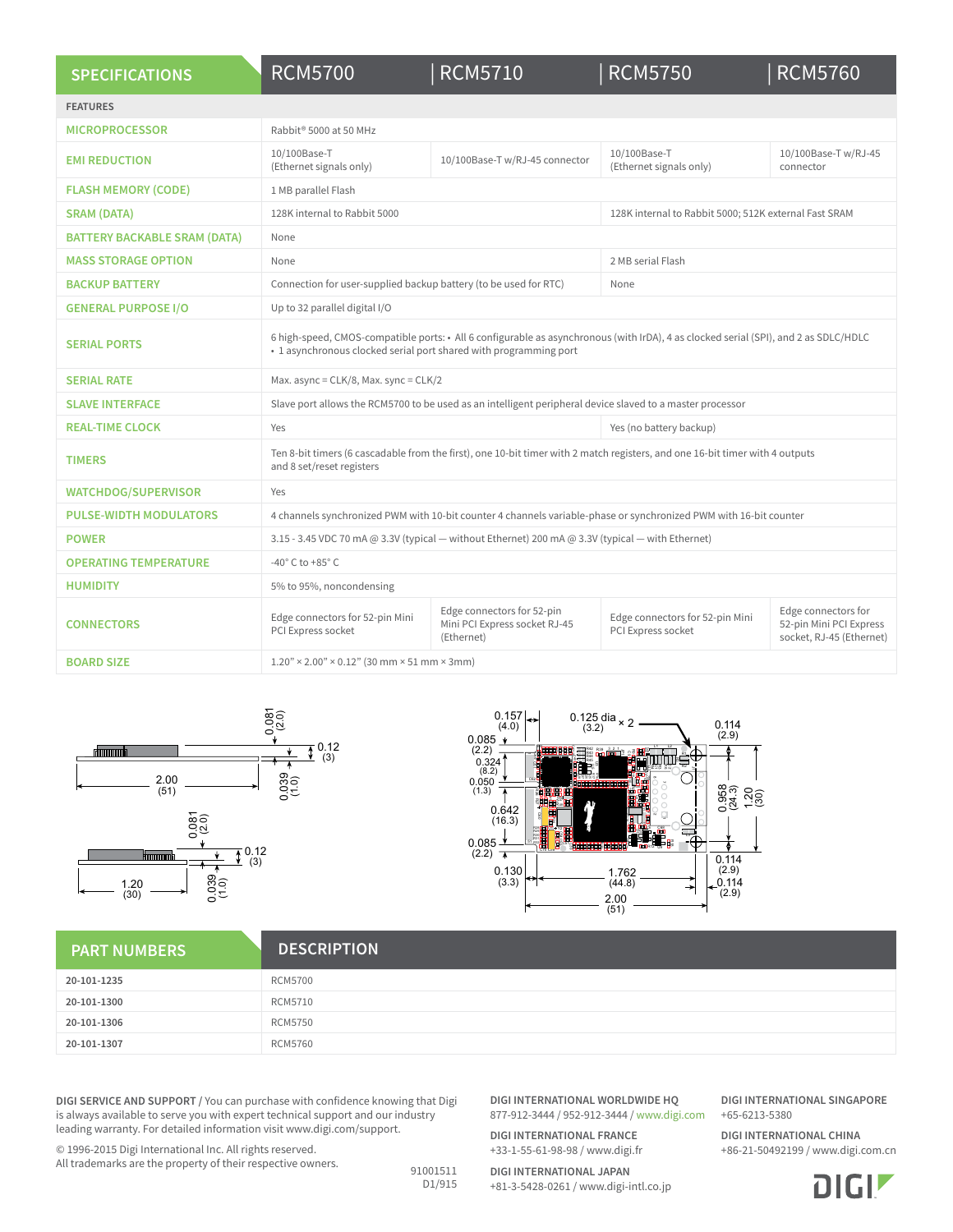| SPECIFICATIONS | RCM5700 | RCM5710 | RCM5750 | RCM5760 |
|---|---|---|---|---|
| **FEATURES** | | | | |
| **MICROPROCESSOR** | Rabbit® 5000 at 50 MHz | | | |
| **EMI REDUCTION** | 10/100Base-T (Ethernet signals only) | 10/100Base-T w/RJ-45 connector | 10/100Base-T (Ethernet signals only) | 10/100Base-T w/RJ-45 connector |
| **FLASH MEMORY (CODE)** | 1 MB parallel Flash | | | |
| **SRAM (DATA)** | 128K internal to Rabbit 5000 | | 128K internal to Rabbit 5000; 512K external Fast SRAM | |
| **BATTERY BACKABLE SRAM (DATA)** | None | | | |
| **MASS STORAGE OPTION** | None | | 2 MB serial Flash | |
| **BACKUP BATTERY** | Connection for user-supplied backup battery (to be used for RTC) | | None | |
| **GENERAL PURPOSE I/O** | Up to 32 parallel digital I/O | | | |
| **SERIAL PORTS** | 6 high-speed, CMOS-compatible ports: • All 6 configurable as asynchronous (with IrDA), 4 as clocked serial (SPI), and 2 as SDLC/HDLC • 1 asynchronous clocked serial port shared with programming port | | | |
| **SERIAL RATE** | Max. async = CLK/8, Max. sync = CLK/2 | | | |
| **SLAVE INTERFACE** | Slave port allows the RCM5700 to be used as an intelligent peripheral device slaved to a master processor | | | |
| **REAL-TIME CLOCK** | Yes | | Yes (no battery backup) | |
| **TIMERS** | Ten 8-bit timers (6 cascadable from the first), one 10-bit timer with 2 match registers, and one 16-bit timer with 4 outputs and 8 set/reset registers | | | |
| **WATCHDOG/SUPERVISOR** | Yes | | | |
| **PULSE-WIDTH MODULATORS** | 4 channels synchronized PWM with 10-bit counter 4 channels variable-phase or synchronized PWM with 16-bit counter | | | |
| **POWER** | 3.15 - 3.45 VDC 70 mA @ 3.3V (typical — without Ethernet) 200 mA @ 3.3V (typical — with Ethernet) | | | |
| **OPERATING TEMPERATURE** | -40° C to +85° C | | | |
| **HUMIDITY** | 5% to 95%, noncondensing | | | |
| **CONNECTORS** | Edge connectors for 52-pin Mini PCI Express socket | Edge connectors for 52-pin Mini PCI Express socket RJ-45 (Ethernet) | Edge connectors for 52-pin Mini PCI Express socket | Edge connectors for 52-pin Mini PCI Express socket, RJ-45 (Ethernet) |
| **BOARD SIZE** | 1.20” × 2.00” × 0.12” (30 mm × 51 mm × 3mm) | | | |

0.081 (2.0)
0.12 (3)
2.00 (51)
0.039 (1.0)
0.081 (2.0)
0.12 (3)
1.20 (30)
0.039 (1.0)

0.157 (4.0)
0.125 dia (3.2) × 2
0.114 (2.9)
0.085 (2.2)
0.324 (8.2)
0.050 (1.3)
0.642 (16.3)
0.085 (2.2)
0.958 (24.3)
1.20 (30)
0.114 (2.9)
0.130 (3.3)
1.762 (44.8)
0.114 (2.9)
2.00 (51)

| PART NUMBERS | DESCRIPTION |
|---|---|
| 20-101-1235 | RCM5700 |
| 20-101-1300 | RCM5710 |
| 20-101-1306 | RCM5750 |
| 20-101-1307 | RCM5760 |

**DIGI SERVICE AND SUPPORT** / You can purchase with confidence knowing that Digi is always available to serve you with expert technical support and our industry leading warranty. For detailed information visit www.digi.com/support.

© 1996-2015 Digi International Inc. All rights reserved.
All trademarks are the property of their respective owners.

91001511
D1/915

**DIGI INTERNATIONAL WORLDWIDE HQ**
877-912-3444 / 952-912-3444 / www.digi.com

**DIGI INTERNATIONAL FRANCE**
+33-1-55-61-98-98 / www.digi.fr

**DIGI INTERNATIONAL JAPAN**
+81-3-5428-0261 / www.digi-intl.co.jp

**DIGI INTERNATIONAL SINGAPORE**
+65-6213-5380

**DIGI INTERNATIONAL CHINA**
+86-21-50492199 / www.digi.com.cn

DIGI